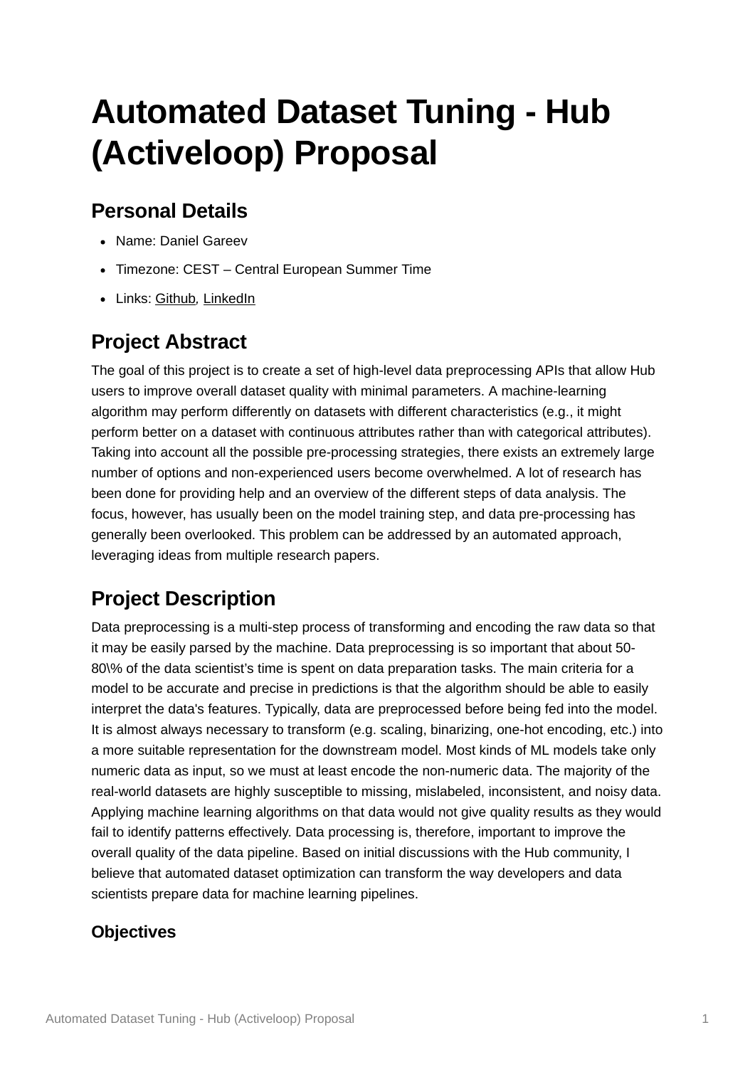# Automated Dataset Tuning - Hub (Activeloop) Proposal

## Personal Details

- Name: Daniel Gareev
- Timezone: CEST – Central European Summer Time
- Links: Github, LinkedIn

## Project Abstract

The goal of this project is to create a set of high-level data preprocessing APIs that allow Hub users to improve overall dataset quality with minimal parameters. A machine-learning algorithm may perform differently on datasets with different characteristics (e.g., it might perform better on a dataset with continuous attributes rather than with categorical attributes). Taking into account all the possible pre-processing strategies, there exists an extremely large number of options and non-experienced users become overwhelmed. A lot of research has been done for providing help and an overview of the different steps of data analysis. The focus, however, has usually been on the model training step, and data pre-processing has generally been overlooked. This problem can be addressed by an automated approach, leveraging ideas from multiple research papers.

## Project Description

Data preprocessing is a multi-step process of transforming and encoding the raw data so that it may be easily parsed by the machine. Data preprocessing is so important that about 50-80\% of the data scientist's time is spent on data preparation tasks. The main criteria for a model to be accurate and precise in predictions is that the algorithm should be able to easily interpret the data's features. Typically, data are preprocessed before being fed into the model. It is almost always necessary to transform (e.g. scaling, binarizing, one-hot encoding, etc.) into a more suitable representation for the downstream model. Most kinds of ML models take only numeric data as input, so we must at least encode the non-numeric data. The majority of the real-world datasets are highly susceptible to missing, mislabeled, inconsistent, and noisy data. Applying machine learning algorithms on that data would not give quality results as they would fail to identify patterns effectively. Data processing is, therefore, important to improve the overall quality of the data pipeline. Based on initial discussions with the Hub community, I believe that automated dataset optimization can transform the way developers and data scientists prepare data for machine learning pipelines.

### Objectives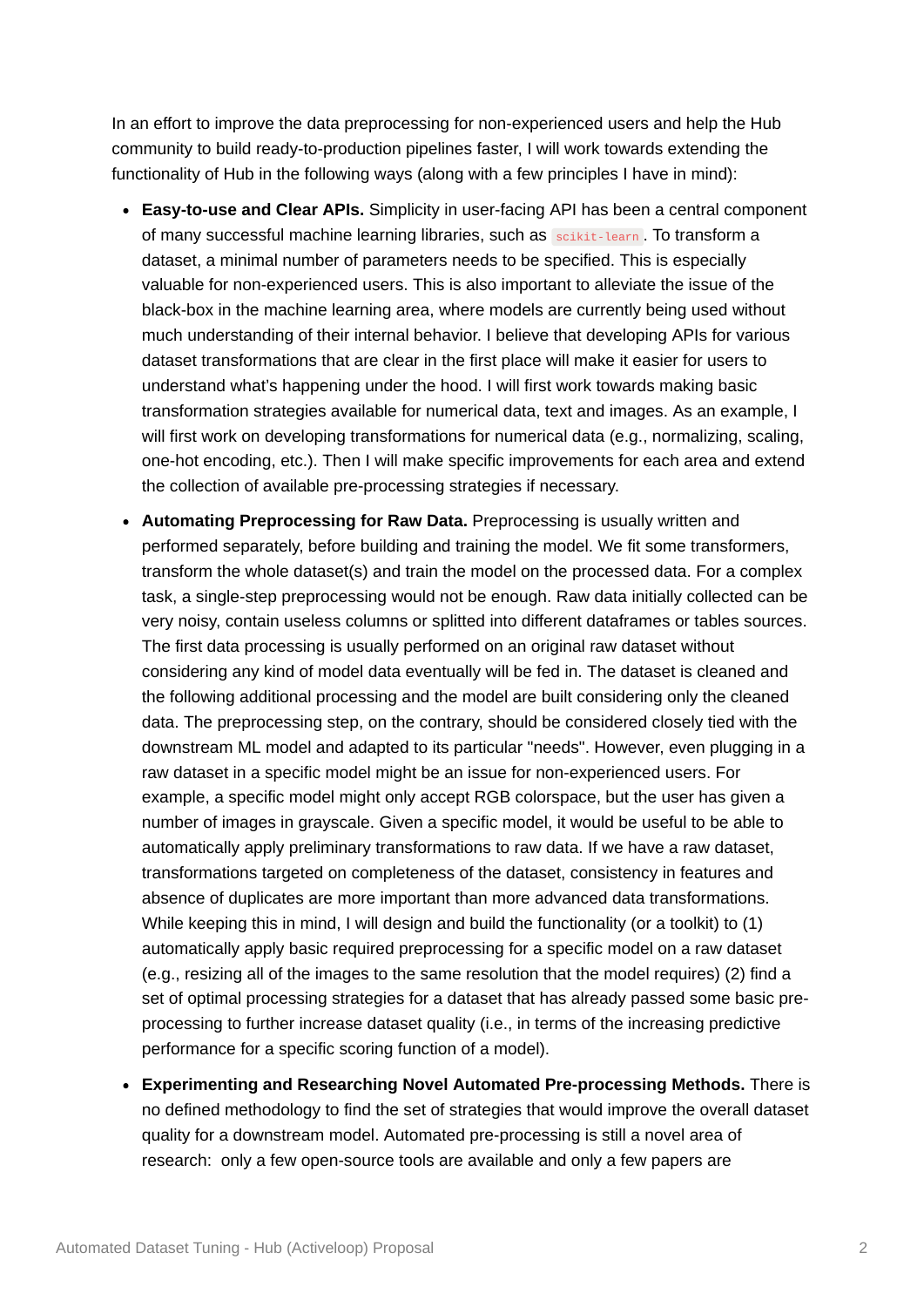In an effort to improve the data preprocessing for non-experienced users and help the Hub community to build ready-to-production pipelines faster, I will work towards extending the functionality of Hub in the following ways (along with a few principles I have in mind):

- **Easy-to-use and Clear APIs.** Simplicity in user-facing API has been a central component of many successful machine learning libraries, such as `scikit-learn`. To transform a dataset, a minimal number of parameters needs to be specified. This is especially valuable for non-experienced users. This is also important to alleviate the issue of the black-box in the machine learning area, where models are currently being used without much understanding of their internal behavior. I believe that developing APIs for various dataset transformations that are clear in the first place will make it easier for users to understand what's happening under the hood. I will first work towards making basic transformation strategies available for numerical data, text and images. As an example, I will first work on developing transformations for numerical data (e.g., normalizing, scaling, one-hot encoding, etc.). Then I will make specific improvements for each area and extend the collection of available pre-processing strategies if necessary.
- **Automating Preprocessing for Raw Data.** Preprocessing is usually written and performed separately, before building and training the model. We fit some transformers, transform the whole dataset(s) and train the model on the processed data. For a complex task, a single-step preprocessing would not be enough. Raw data initially collected can be very noisy, contain useless columns or splitted into different dataframes or tables sources. The first data processing is usually performed on an original raw dataset without considering any kind of model data eventually will be fed in. The dataset is cleaned and the following additional processing and the model are built considering only the cleaned data. The preprocessing step, on the contrary, should be considered closely tied with the downstream ML model and adapted to its particular "needs". However, even plugging in a raw dataset in a specific model might be an issue for non-experienced users. For example, a specific model might only accept RGB colorspace, but the user has given a number of images in grayscale. Given a specific model, it would be useful to be able to automatically apply preliminary transformations to raw data. If we have a raw dataset, transformations targeted on completeness of the dataset, consistency in features and absence of duplicates are more important than more advanced data transformations. While keeping this in mind, I will design and build the functionality (or a toolkit) to (1) automatically apply basic required preprocessing for a specific model on a raw dataset (e.g., resizing all of the images to the same resolution that the model requires) (2) find a set of optimal processing strategies for a dataset that has already passed some basic pre-processing to further increase dataset quality (i.e., in terms of the increasing predictive performance for a specific scoring function of a model).
- **Experimenting and Researching Novel Automated Pre-processing Methods.** There is no defined methodology to find the set of strategies that would improve the overall dataset quality for a downstream model. Automated pre-processing is still a novel area of research:  only a few open-source tools are available and only a few papers are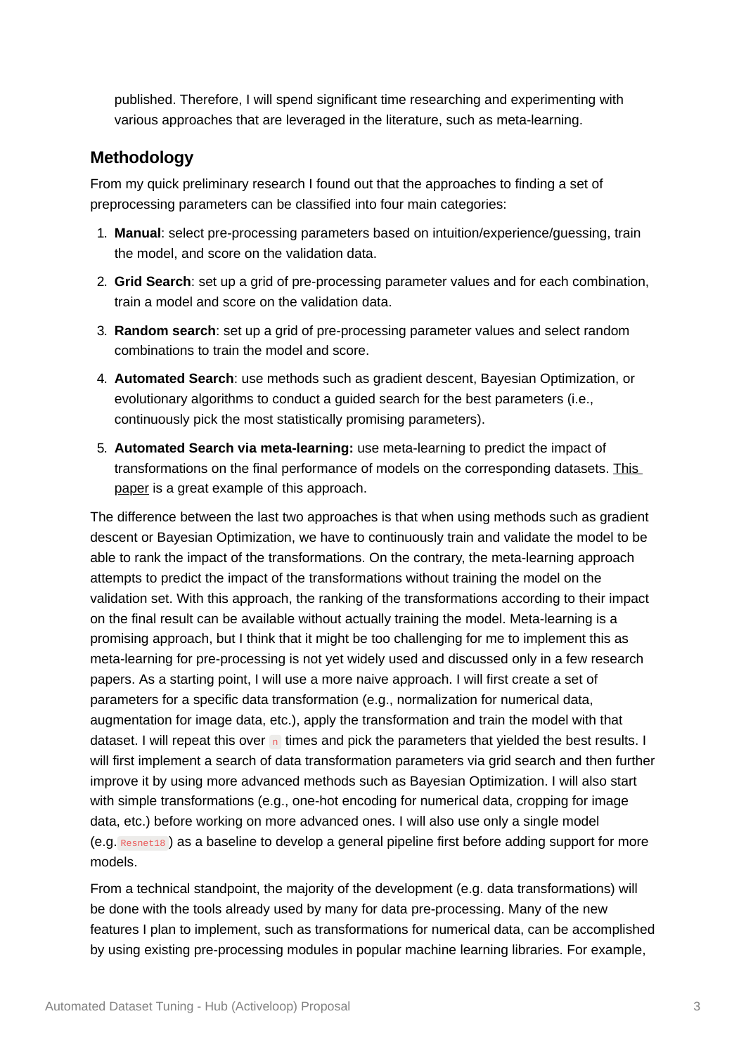published. Therefore, I will spend significant time researching and experimenting with various approaches that are leveraged in the literature, such as meta-learning.

## Methodology

From my quick preliminary research I found out that the approaches to finding a set of preprocessing parameters can be classified into four main categories:

1. **Manual**: select pre-processing parameters based on intuition/experience/guessing, train the model, and score on the validation data.
2. **Grid Search**: set up a grid of pre-processing parameter values and for each combination, train a model and score on the validation data.
3. **Random search**: set up a grid of pre-processing parameter values and select random combinations to train the model and score.
4. **Automated Search**: use methods such as gradient descent, Bayesian Optimization, or evolutionary algorithms to conduct a guided search for the best parameters (i.e., continuously pick the most statistically promising parameters).
5. **Automated Search via meta-learning:** use meta-learning to predict the impact of transformations on the final performance of models on the corresponding datasets. This paper is a great example of this approach.

The difference between the last two approaches is that when using methods such as gradient descent or Bayesian Optimization, we have to continuously train and validate the model to be able to rank the impact of the transformations. On the contrary, the meta-learning approach attempts to predict the impact of the transformations without training the model on the validation set. With this approach, the ranking of the transformations according to their impact on the final result can be available without actually training the model. Meta-learning is a promising approach, but I think that it might be too challenging for me to implement this as meta-learning for pre-processing is not yet widely used and discussed only in a few research papers. As a starting point, I will use a more naive approach. I will first create a set of parameters for a specific data transformation (e.g., normalization for numerical data, augmentation for image data, etc.), apply the transformation and train the model with that dataset. I will repeat this over `n` times and pick the parameters that yielded the best results. I will first implement a search of data transformation parameters via grid search and then further improve it by using more advanced methods such as Bayesian Optimization. I will also start with simple transformations (e.g., one-hot encoding for numerical data, cropping for image data, etc.) before working on more advanced ones. I will also use only a single model (e.g. `Resnet18`) as a baseline to develop a general pipeline first before adding support for more models.

From a technical standpoint, the majority of the development (e.g. data transformations) will be done with the tools already used by many for data pre-processing. Many of the new features I plan to implement, such as transformations for numerical data, can be accomplished by using existing pre-processing modules in popular machine learning libraries. For example,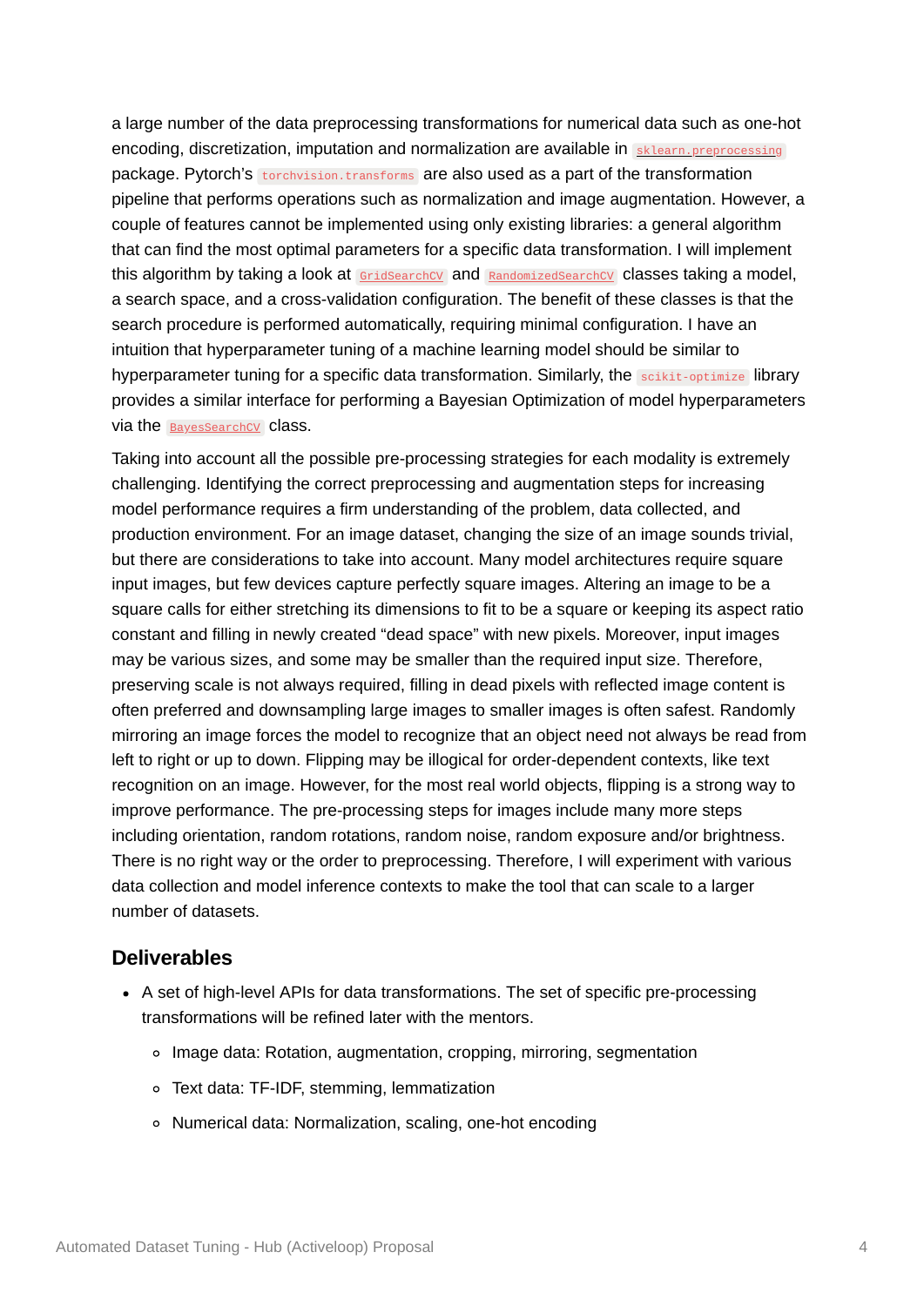a large number of the data preprocessing transformations for numerical data such as one-hot encoding, discretization, imputation and normalization are available in `sklearn.preprocessing` package. Pytorch's `torchvision.transforms` are also used as a part of the transformation pipeline that performs operations such as normalization and image augmentation. However, a couple of features cannot be implemented using only existing libraries: a general algorithm that can find the most optimal parameters for a specific data transformation. I will implement this algorithm by taking a look at `GridSearchCV` and `RandomizedSearchCV` classes taking a model, a search space, and a cross-validation configuration. The benefit of these classes is that the search procedure is performed automatically, requiring minimal configuration. I have an intuition that hyperparameter tuning of a machine learning model should be similar to hyperparameter tuning for a specific data transformation. Similarly, the `scikit-optimize` library provides a similar interface for performing a Bayesian Optimization of model hyperparameters via the `BayesSearchCV` class.

Taking into account all the possible pre-processing strategies for each modality is extremely challenging. Identifying the correct preprocessing and augmentation steps for increasing model performance requires a firm understanding of the problem, data collected, and production environment. For an image dataset, changing the size of an image sounds trivial, but there are considerations to take into account. Many model architectures require square input images, but few devices capture perfectly square images. Altering an image to be a square calls for either stretching its dimensions to fit to be a square or keeping its aspect ratio constant and filling in newly created "dead space" with new pixels. Moreover, input images may be various sizes, and some may be smaller than the required input size. Therefore, preserving scale is not always required, filling in dead pixels with reflected image content is often preferred and downsampling large images to smaller images is often safest. Randomly mirroring an image forces the model to recognize that an object need not always be read from left to right or up to down. Flipping may be illogical for order-dependent contexts, like text recognition on an image. However, for the most real world objects, flipping is a strong way to improve performance. The pre-processing steps for images include many more steps including orientation, random rotations, random noise, random exposure and/or brightness. There is no right way or the order to preprocessing. Therefore, I will experiment with various data collection and model inference contexts to make the tool that can scale to a larger number of datasets.

## Deliverables

- A set of high-level APIs for data transformations. The set of specific pre-processing transformations will be refined later with the mentors.
  - Image data: Rotation, augmentation, cropping, mirroring, segmentation
  - Text data: TF-IDF, stemming, lemmatization
  - Numerical data: Normalization, scaling, one-hot encoding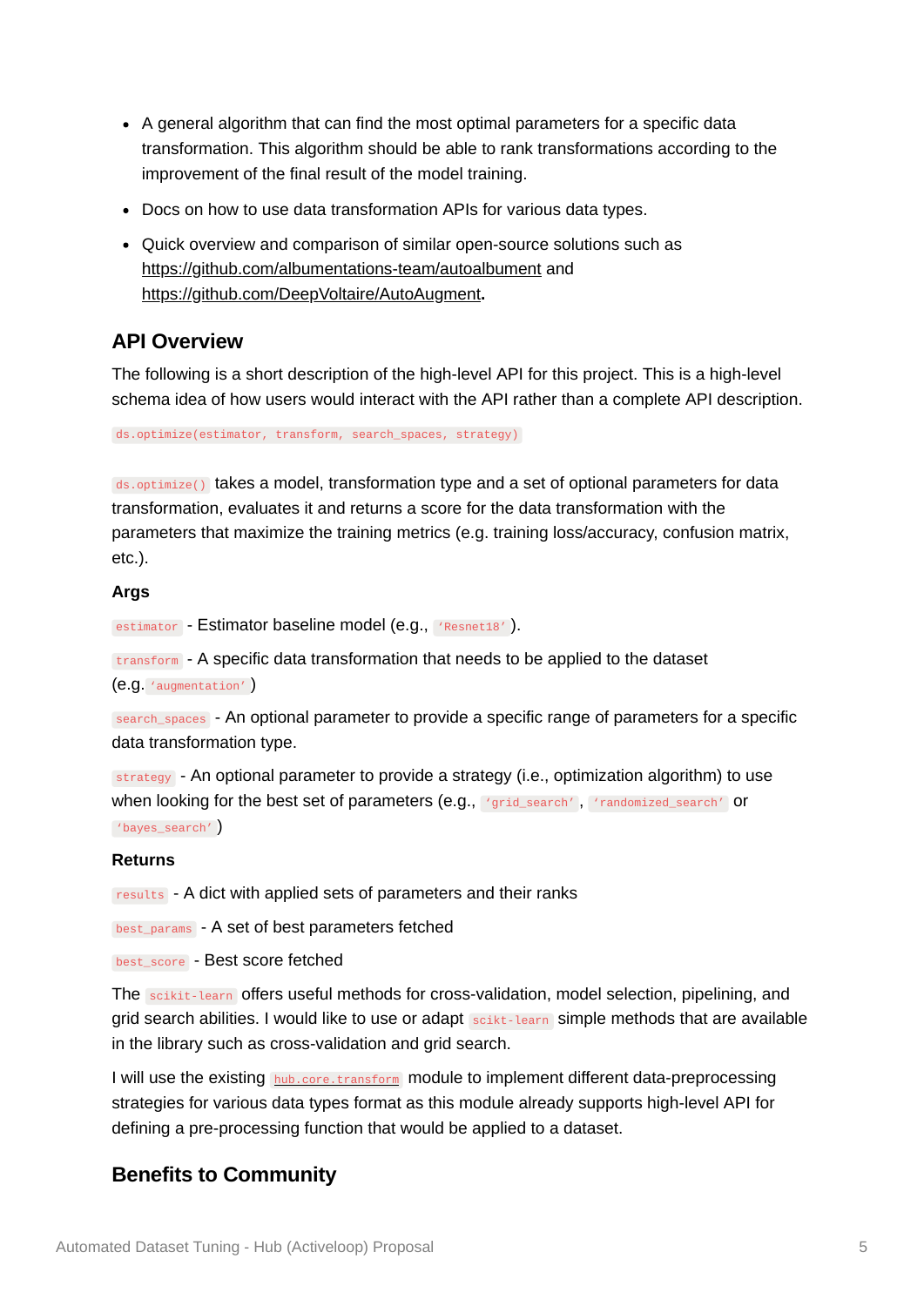- A general algorithm that can find the most optimal parameters for a specific data transformation. This algorithm should be able to rank transformations according to the improvement of the final result of the model training.
- Docs on how to use data transformation APIs for various data types.
- Quick overview and comparison of similar open-source solutions such as https://github.com/albumentations-team/autoalbument and https://github.com/DeepVoltaire/AutoAugment**.**

## API Overview

The following is a short description of the high-level API for this project. This is a high-level schema idea of how users would interact with the API rather than a complete API description.

`ds.optimize(estimator, transform, search_spaces, strategy)`

`ds.optimize()` takes a model, transformation type and a set of optional parameters for data transformation, evaluates it and returns a score for the data transformation with the parameters that maximize the training metrics (e.g. training loss/accuracy, confusion matrix, etc.).

**Args**

`estimator` - Estimator baseline model (e.g., `'Resnet18'`).

`transform` - A specific data transformation that needs to be applied to the dataset (e.g. `'augmentation'`)

`search_spaces` - An optional parameter to provide a specific range of parameters for a specific data transformation type.

`strategy` - An optional parameter to provide a strategy (i.e., optimization algorithm) to use when looking for the best set of parameters (e.g., `'grid_search'`, `'randomized_search'` or `'bayes_search'`)

**Returns**

`results` - A dict with applied sets of parameters and their ranks

`best_params` - A set of best parameters fetched

`best_score` - Best score fetched

The `scikit-learn` offers useful methods for cross-validation, model selection, pipelining, and grid search abilities. I would like to use or adapt `scikt-learn` simple methods that are available in the library such as cross-validation and grid search.

I will use the existing `hub.core.transform` module to implement different data-preprocessing strategies for various data types format as this module already supports high-level API for defining a pre-processing function that would be applied to a dataset.

## Benefits to Community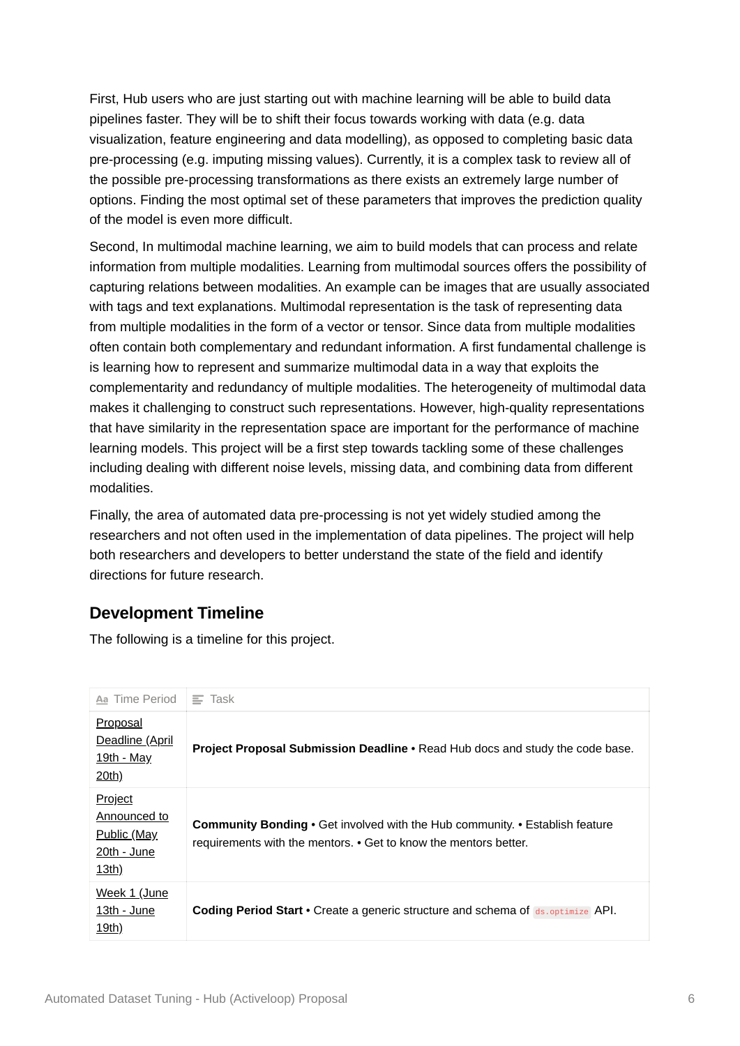First, Hub users who are just starting out with machine learning will be able to build data pipelines faster. They will be to shift their focus towards working with data (e.g. data visualization, feature engineering and data modelling), as opposed to completing basic data pre-processing (e.g. imputing missing values). Currently, it is a complex task to review all of the possible pre-processing transformations as there exists an extremely large number of options. Finding the most optimal set of these parameters that improves the prediction quality of the model is even more difficult.

Second, In multimodal machine learning, we aim to build models that can process and relate information from multiple modalities. Learning from multimodal sources offers the possibility of capturing relations between modalities. An example can be images that are usually associated with tags and text explanations. Multimodal representation is the task of representing data from multiple modalities in the form of a vector or tensor. Since data from multiple modalities often contain both complementary and redundant information. A first fundamental challenge is is learning how to represent and summarize multimodal data in a way that exploits the complementarity and redundancy of multiple modalities. The heterogeneity of multimodal data makes it challenging to construct such representations. However, high-quality representations that have similarity in the representation space are important for the performance of machine learning models. This project will be a first step towards tackling some of these challenges including dealing with different noise levels, missing data, and combining data from different modalities.

Finally, the area of automated data pre-processing is not yet widely studied among the researchers and not often used in the implementation of data pipelines. The project will help both researchers and developers to better understand the state of the field and identify directions for future research.

## Development Timeline

The following is a timeline for this project.

| Time Period | Task |
|---|---|
| Proposal Deadline (April 19th - May 20th) | **Project Proposal Submission Deadline** • Read Hub docs and study the code base. |
| Project Announced to Public (May 20th - June 13th) | **Community Bonding** • Get involved with the Hub community. • Establish feature requirements with the mentors. • Get to know the mentors better. |
| Week 1 (June 13th - June 19th) | **Coding Period Start** • Create a generic structure and schema of `ds.optimize` API. |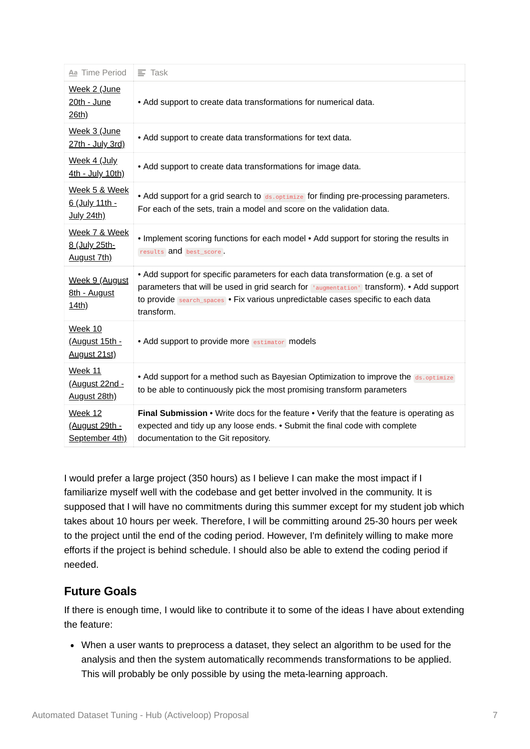| Time Period | Task |
| --- | --- |
| Week 2 (June 20th - June 26th) | • Add support to create data transformations for numerical data. |
| Week 3 (June 27th - July 3rd) | • Add support to create data transformations for text data. |
| Week 4 (July 4th - July 10th) | • Add support to create data transformations for image data. |
| Week 5 & Week 6 (July 11th - July 24th) | • Add support for a grid search to `ds.optimize` for finding pre-processing parameters. For each of the sets, train a model and score on the validation data. |
| Week 7 & Week 8 (July 25th- August 7th) | • Implement scoring functions for each model • Add support for storing the results in `results` and `best_score`. |
| Week 9 (August 8th - August 14th) | • Add support for specific parameters for each data transformation (e.g. a set of parameters that will be used in grid search for `'augmentation'` transform). • Add support to provide `search_spaces` • Fix various unpredictable cases specific to each data transform. |
| Week 10 (August 15th - August 21st) | • Add support to provide more `estimator` models |
| Week 11 (August 22nd - August 28th) | • Add support for a method such as Bayesian Optimization to improve the `ds.optimize` to be able to continuously pick the most promising transform parameters |
| Week 12 (August 29th - September 4th) | **Final Submission** • Write docs for the feature • Verify that the feature is operating as expected and tidy up any loose ends. • Submit the final code with complete documentation to the Git repository. |

I would prefer a large project (350 hours) as I believe I can make the most impact if I familiarize myself well with the codebase and get better involved in the community. It is supposed that I will have no commitments during this summer except for my student job which takes about 10 hours per week. Therefore, I will be committing around 25-30 hours per week to the project until the end of the coding period. However, I'm definitely willing to make more efforts if the project is behind schedule. I should also be able to extend the coding period if needed.

## Future Goals

If there is enough time, I would like to contribute it to some of the ideas I have about extending the feature:

- When a user wants to preprocess a dataset, they select an algorithm to be used for the analysis and then the system automatically recommends transformations to be applied. This will probably be only possible by using the meta-learning approach.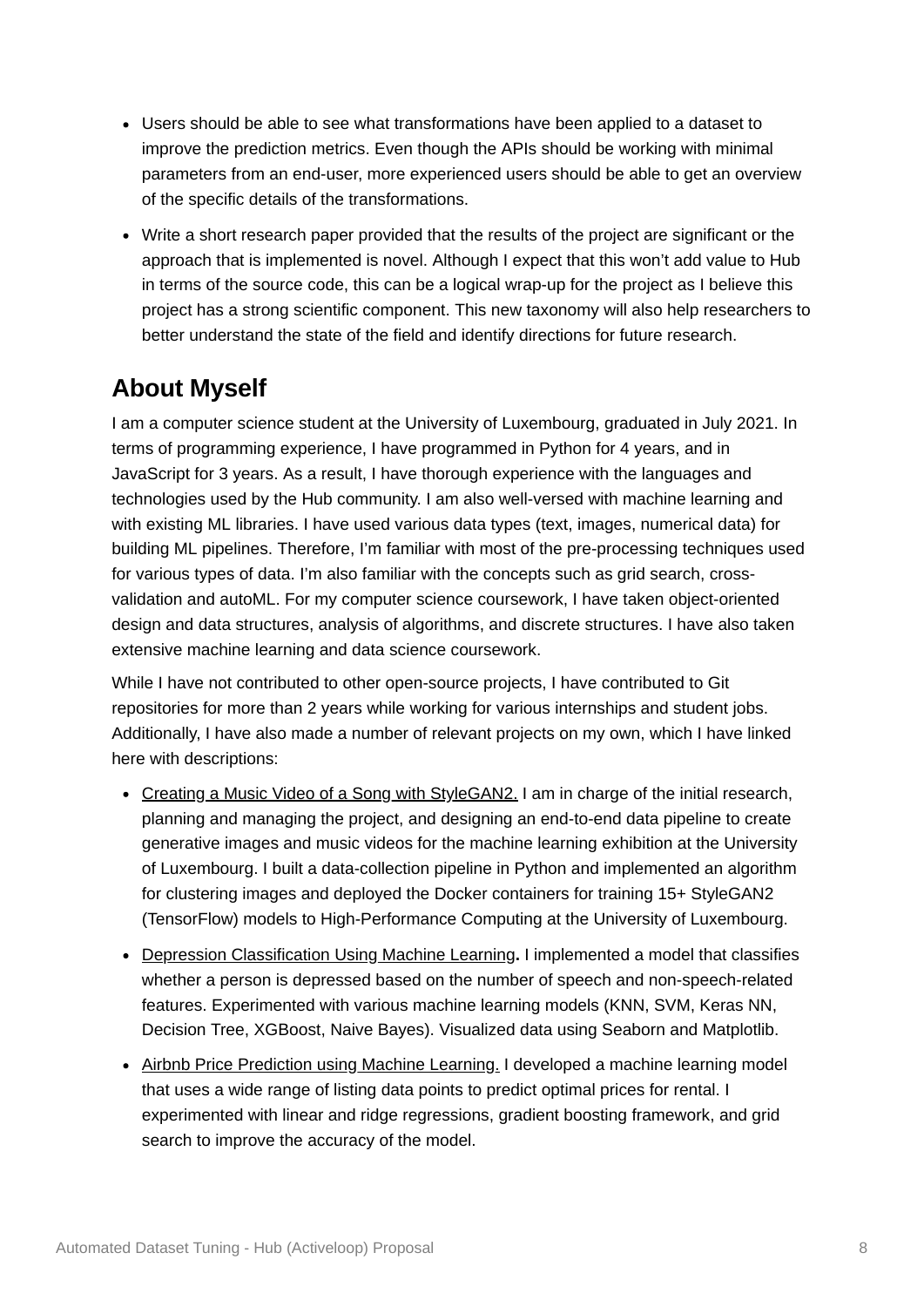- Users should be able to see what transformations have been applied to a dataset to improve the prediction metrics. Even though the APIs should be working with minimal parameters from an end-user, more experienced users should be able to get an overview of the specific details of the transformations.
- Write a short research paper provided that the results of the project are significant or the approach that is implemented is novel. Although I expect that this won't add value to Hub in terms of the source code, this can be a logical wrap-up for the project as I believe this project has a strong scientific component. This new taxonomy will also help researchers to better understand the state of the field and identify directions for future research.

## About Myself

I am a computer science student at the University of Luxembourg, graduated in July 2021. In terms of programming experience, I have programmed in Python for 4 years, and in JavaScript for 3 years. As a result, I have thorough experience with the languages and technologies used by the Hub community. I am also well-versed with machine learning and with existing ML libraries. I have used various data types (text, images, numerical data) for building ML pipelines. Therefore, I'm familiar with most of the pre-processing techniques used for various types of data. I'm also familiar with the concepts such as grid search, cross-validation and autoML. For my computer science coursework, I have taken object-oriented design and data structures, analysis of algorithms, and discrete structures. I have also taken extensive machine learning and data science coursework.

While I have not contributed to other open-source projects, I have contributed to Git repositories for more than 2 years while working for various internships and student jobs. Additionally, I have also made a number of relevant projects on my own, which I have linked here with descriptions:

- Creating a Music Video of a Song with StyleGAN2. I am in charge of the initial research, planning and managing the project, and designing an end-to-end data pipeline to create generative images and music videos for the machine learning exhibition at the University of Luxembourg. I built a data-collection pipeline in Python and implemented an algorithm for clustering images and deployed the Docker containers for training 15+ StyleGAN2 (TensorFlow) models to High-Performance Computing at the University of Luxembourg.
- Depression Classification Using Machine Learning**.** I implemented a model that classifies whether a person is depressed based on the number of speech and non-speech-related features. Experimented with various machine learning models (KNN, SVM, Keras NN, Decision Tree, XGBoost, Naive Bayes). Visualized data using Seaborn and Matplotlib.
- Airbnb Price Prediction using Machine Learning. I developed a machine learning model that uses a wide range of listing data points to predict optimal prices for rental. I experimented with linear and ridge regressions, gradient boosting framework, and grid search to improve the accuracy of the model.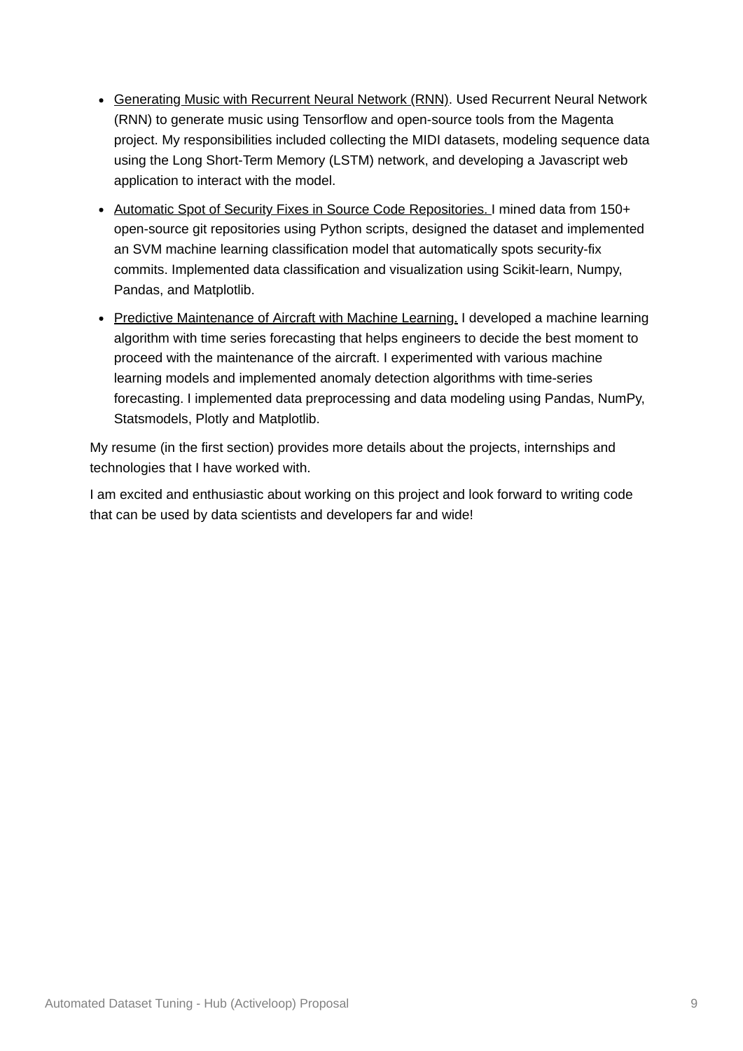- Generating Music with Recurrent Neural Network (RNN). Used Recurrent Neural Network (RNN) to generate music using Tensorflow and open-source tools from the Magenta project. My responsibilities included collecting the MIDI datasets, modeling sequence data using the Long Short-Term Memory (LSTM) network, and developing a Javascript web application to interact with the model.
- Automatic Spot of Security Fixes in Source Code Repositories. I mined data from 150+ open-source git repositories using Python scripts, designed the dataset and implemented an SVM machine learning classification model that automatically spots security-fix commits. Implemented data classification and visualization using Scikit-learn, Numpy, Pandas, and Matplotlib.
- Predictive Maintenance of Aircraft with Machine Learning. I developed a machine learning algorithm with time series forecasting that helps engineers to decide the best moment to proceed with the maintenance of the aircraft. I experimented with various machine learning models and implemented anomaly detection algorithms with time-series forecasting. I implemented data preprocessing and data modeling using Pandas, NumPy, Statsmodels, Plotly and Matplotlib.

My resume (in the first section) provides more details about the projects, internships and technologies that I have worked with.

I am excited and enthusiastic about working on this project and look forward to writing code that can be used by data scientists and developers far and wide!